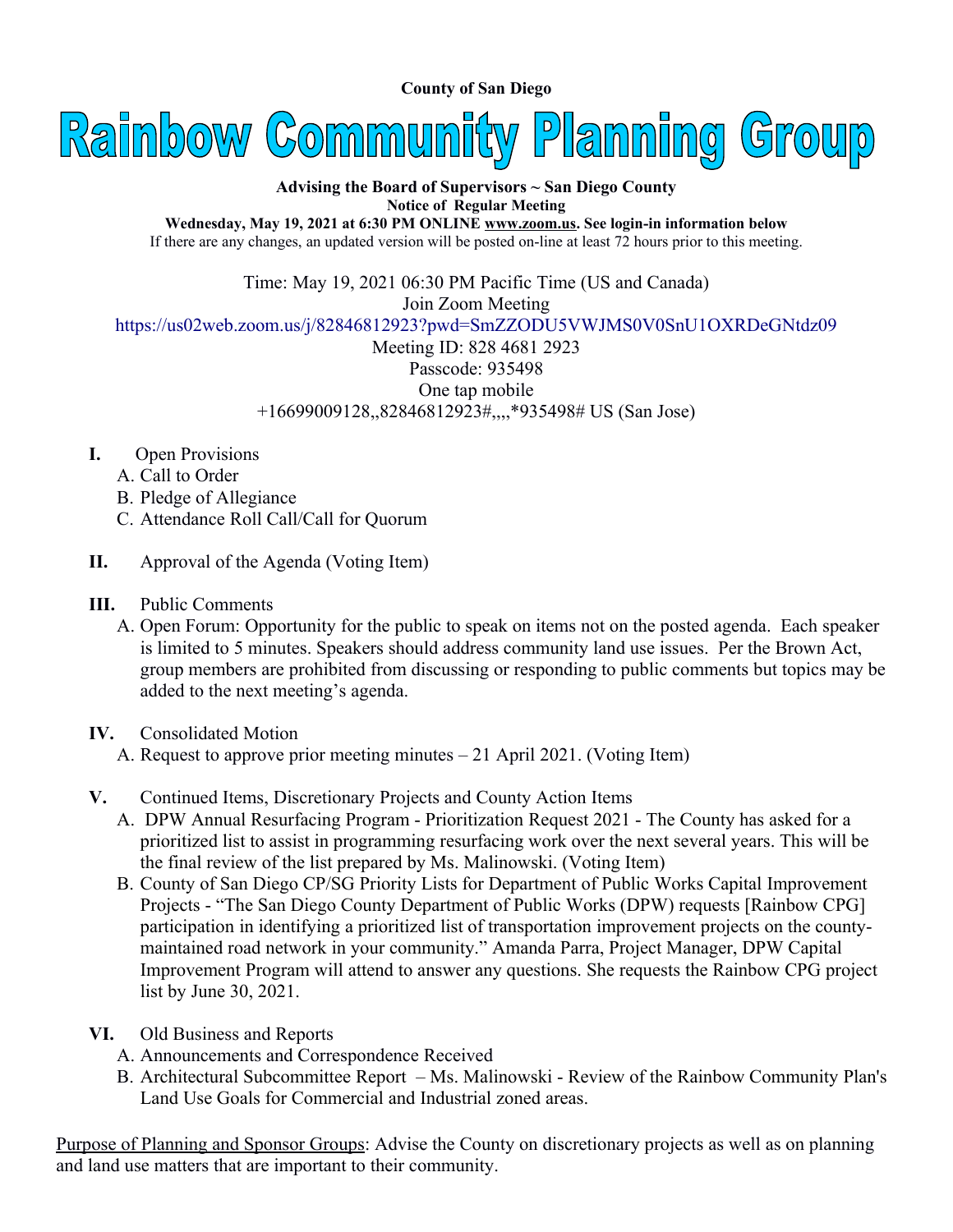**County of San Diego**

# Rainbow Community Planning Group

**Advising the Board of Supervisors ~ San Diego County**

**Notice of Regular Meeting**

**Wednesday, May 19, 2021 at 6:30 PM ONLINE www.zoom.us. See login-in information below**

If there are any changes, an updated version will be posted on-line at least 72 hours prior to this meeting.

Time: May 19, 2021 06:30 PM Pacific Time (US and Canada)
Join Zoom Meeting
https://us02web.zoom.us/j/82846812923?pwd=SmZZODU5VWJMS0V0SnU1OXRDeGNtdz09
Meeting ID: 828 4681 2923
Passcode: 935498
One tap mobile
+16699009128,,82846812923#,,,,*935498# US (San Jose)

**I.** Open Provisions
- A. Call to Order
- B. Pledge of Allegiance
- C. Attendance Roll Call/Call for Quorum

**II.** Approval of the Agenda (Voting Item)

**III.** Public Comments
- A. Open Forum: Opportunity for the public to speak on items not on the posted agenda. Each speaker is limited to 5 minutes. Speakers should address community land use issues. Per the Brown Act, group members are prohibited from discussing or responding to public comments but topics may be added to the next meeting's agenda.

**IV.** Consolidated Motion
- A. Request to approve prior meeting minutes – 21 April 2021. (Voting Item)

**V.** Continued Items, Discretionary Projects and County Action Items
- A. DPW Annual Resurfacing Program - Prioritization Request 2021 - The County has asked for a prioritized list to assist in programming resurfacing work over the next several years. This will be the final review of the list prepared by Ms. Malinowski. (Voting Item)
- B. County of San Diego CP/SG Priority Lists for Department of Public Works Capital Improvement Projects - "The San Diego County Department of Public Works (DPW) requests [Rainbow CPG] participation in identifying a prioritized list of transportation improvement projects on the county-maintained road network in your community." Amanda Parra, Project Manager, DPW Capital Improvement Program will attend to answer any questions. She requests the Rainbow CPG project list by June 30, 2021.

**VI.** Old Business and Reports
- A. Announcements and Correspondence Received
- B. Architectural Subcommittee Report – Ms. Malinowski - Review of the Rainbow Community Plan's Land Use Goals for Commercial and Industrial zoned areas.

Purpose of Planning and Sponsor Groups: Advise the County on discretionary projects as well as on planning and land use matters that are important to their community.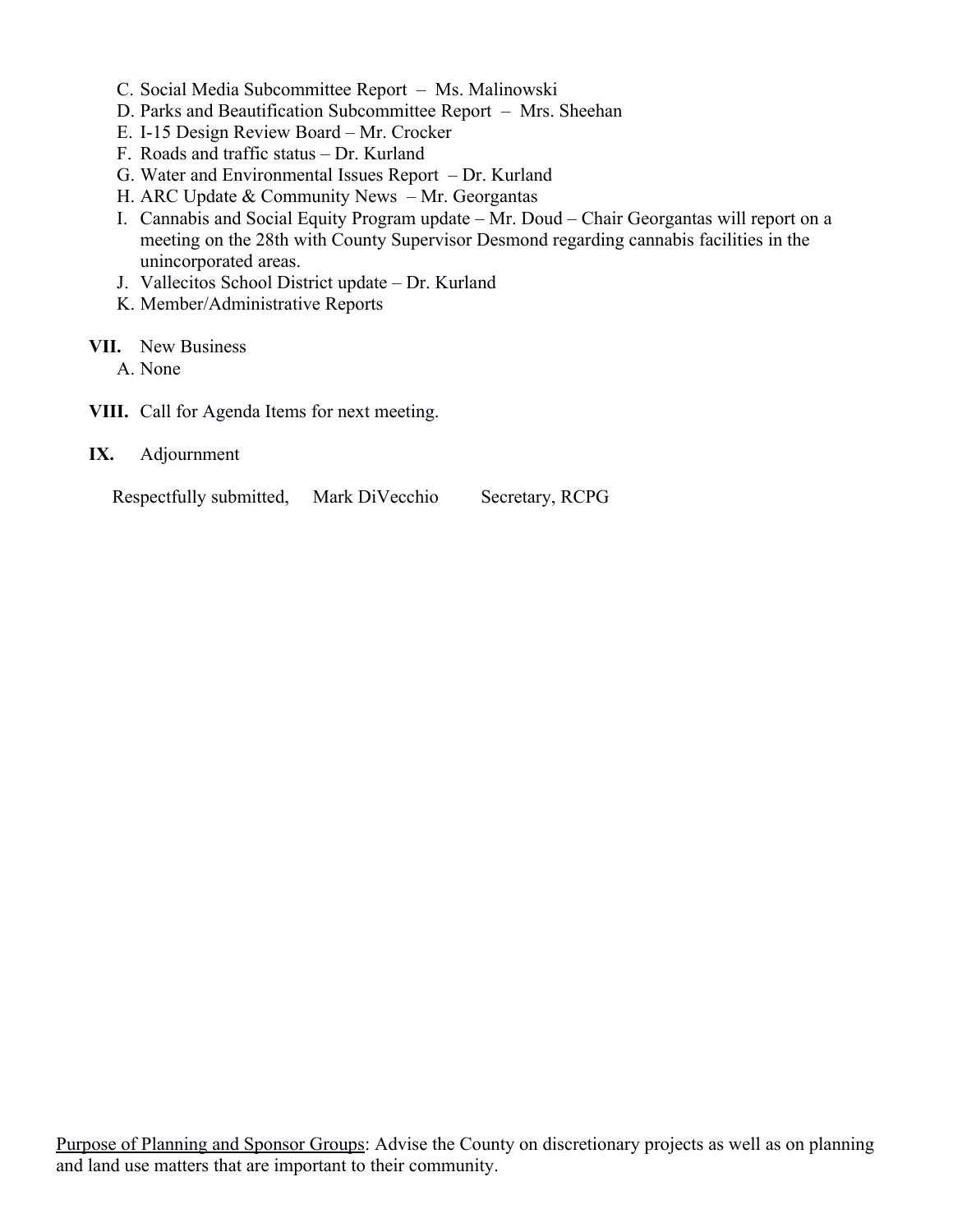C. Social Media Subcommittee Report – Ms. Malinowski
D. Parks and Beautification Subcommittee Report – Mrs. Sheehan
E. I-15 Design Review Board – Mr. Crocker
F. Roads and traffic status – Dr. Kurland
G. Water and Environmental Issues Report – Dr. Kurland
H. ARC Update & Community News – Mr. Georgantas
I. Cannabis and Social Equity Program update – Mr. Doud – Chair Georgantas will report on a meeting on the 28th with County Supervisor Desmond regarding cannabis facilities in the unincorporated areas.
J. Vallecitos School District update – Dr. Kurland
K. Member/Administrative Reports

**VII.** New Business

A. None

**VIII.** Call for Agenda Items for next meeting.

**IX.** Adjournment

Respectfully submitted, Mark DiVecchio Secretary, RCPG

<u>Purpose of Planning and Sponsor Groups</u>: Advise the County on discretionary projects as well as on planning and land use matters that are important to their community.